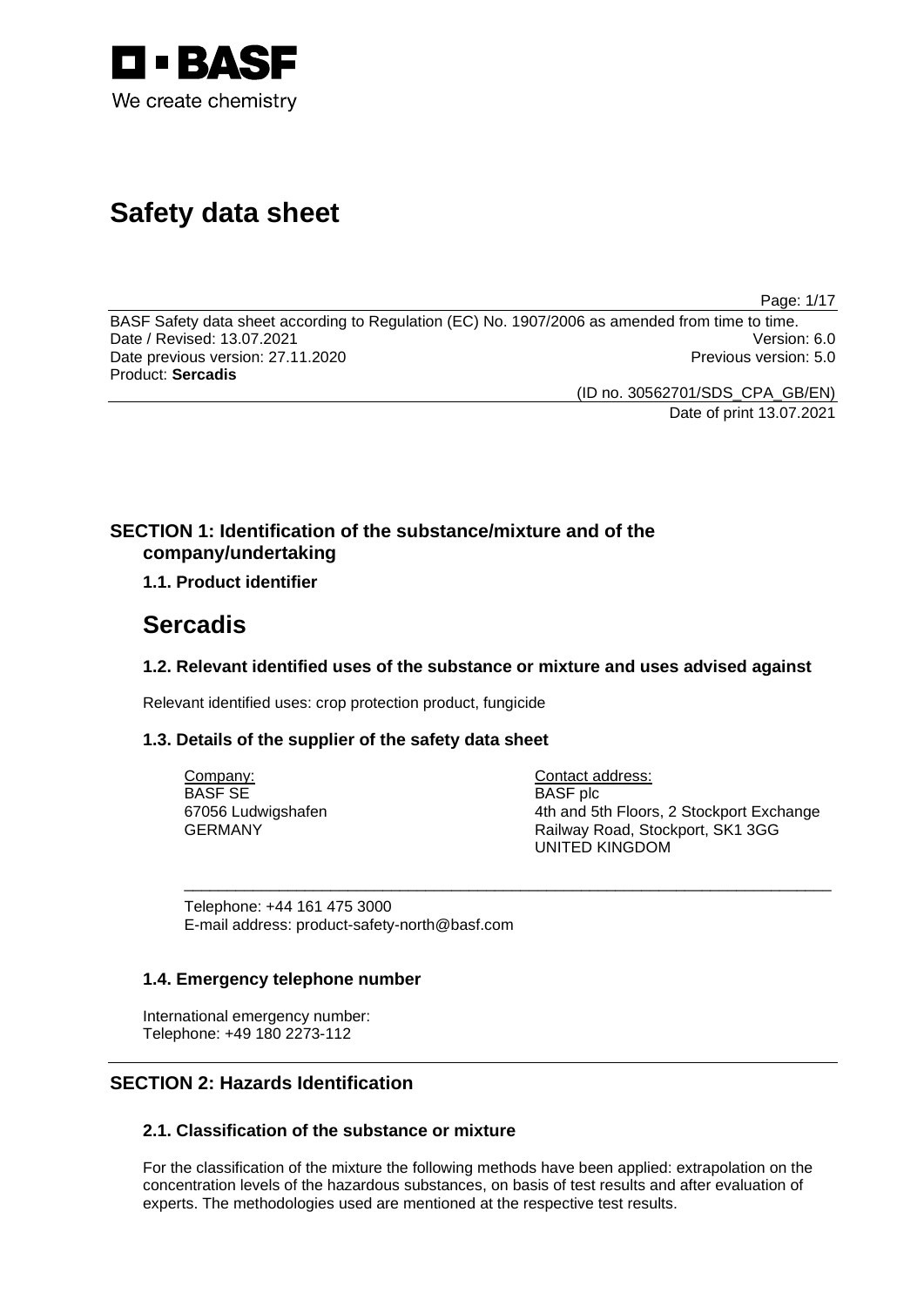BASF
We create chemistry

# Safety data sheet

BASF Safety data sheet according to Regulation (EC) No. 1907/2006 as amended from time to time.
Date / Revised: 13.07.2021 Version: 6.0
Date previous version: 27.11.2020 Previous version: 5.0
Product: **Sercadis**

(ID no. 30562701/SDS_CPA_GB/EN)
Date of print 13.07.2021

## SECTION 1: Identification of the substance/mixture and of the company/undertaking

### 1.1. Product identifier

# Sercadis

### 1.2. Relevant identified uses of the substance or mixture and uses advised against

Relevant identified uses: crop protection product, fungicide

### 1.3. Details of the supplier of the safety data sheet

Company:
BASF SE
67056 Ludwigshafen
GERMANY

Contact address:
BASF plc
4th and 5th Floors, 2 Stockport Exchange
Railway Road, Stockport, SK1 3GG
UNITED KINGDOM

Telephone: +44 161 475 3000
E-mail address: product-safety-north@basf.com

### 1.4. Emergency telephone number

International emergency number:
Telephone: +49 180 2273-112

## SECTION 2: Hazards Identification

### 2.1. Classification of the substance or mixture

For the classification of the mixture the following methods have been applied: extrapolation on the concentration levels of the hazardous substances, on basis of test results and after evaluation of experts. The methodologies used are mentioned at the respective test results.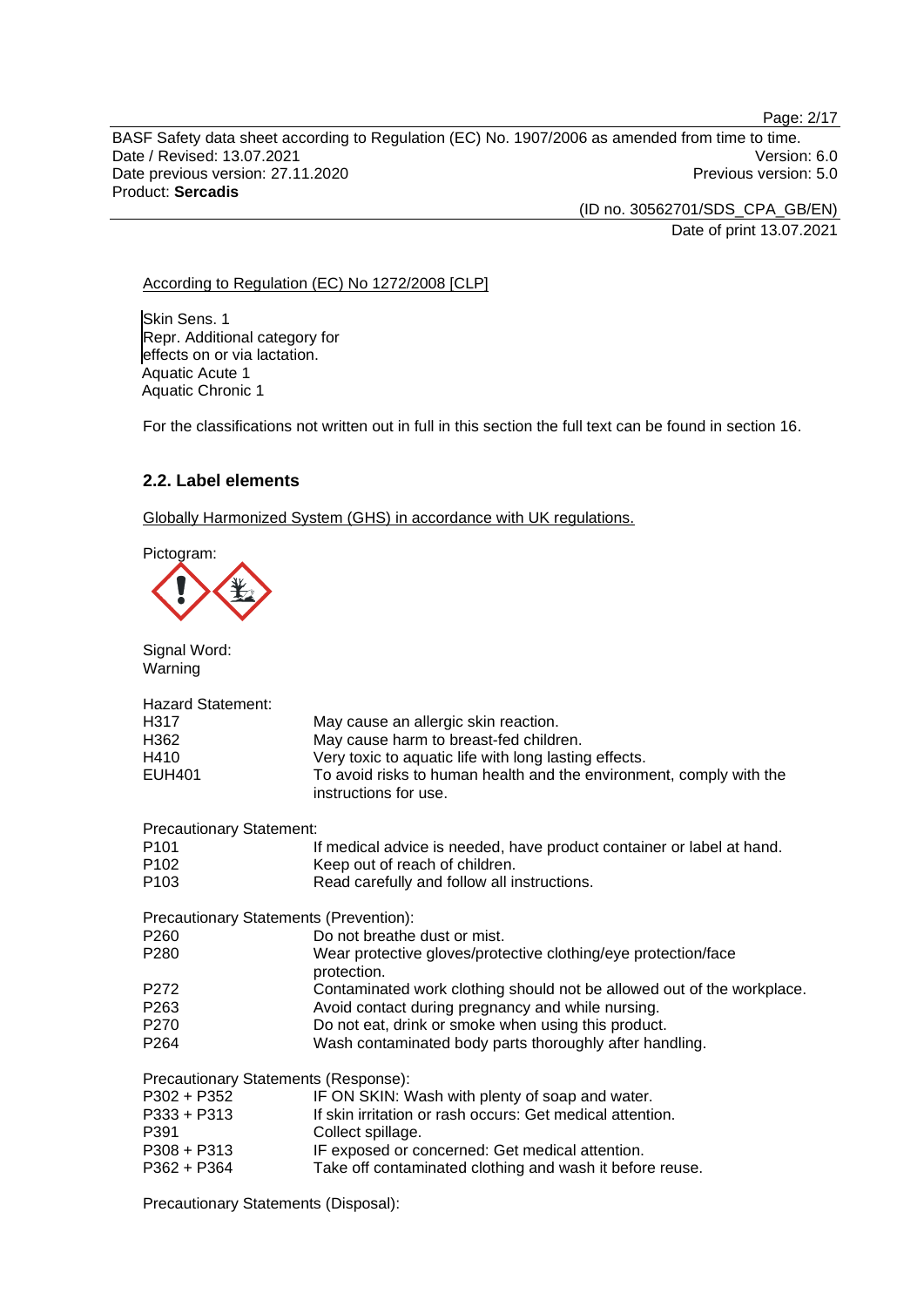According to Regulation (EC) No 1272/2008 [CLP]

Skin Sens. 1
Repr. Additional category for effects on or via lactation.
Aquatic Acute 1
Aquatic Chronic 1

For the classifications not written out in full in this section the full text can be found in section 16.

## 2.2. Label elements

Globally Harmonized System (GHS) in accordance with UK regulations.

Pictogram:

Signal Word:
Warning

Hazard Statement:

| | |
|---|---|
| H317 | May cause an allergic skin reaction. |
| H362 | May cause harm to breast-fed children. |
| H410 | Very toxic to aquatic life with long lasting effects. |
| EUH401 | To avoid risks to human health and the environment, comply with the instructions for use. |

Precautionary Statement:

| | |
|---|---|
| P101 | If medical advice is needed, have product container or label at hand. |
| P102 | Keep out of reach of children. |
| P103 | Read carefully and follow all instructions. |

Precautionary Statements (Prevention):

| | |
|---|---|
| P260 | Do not breathe dust or mist. |
| P280 | Wear protective gloves/protective clothing/eye protection/face protection. |
| P272 | Contaminated work clothing should not be allowed out of the workplace. |
| P263 | Avoid contact during pregnancy and while nursing. |
| P270 | Do not eat, drink or smoke when using this product. |
| P264 | Wash contaminated body parts thoroughly after handling. |

Precautionary Statements (Response):

| | |
|---|---|
| P302 + P352 | IF ON SKIN: Wash with plenty of soap and water. |
| P333 + P313 | If skin irritation or rash occurs: Get medical attention. |
| P391 | Collect spillage. |
| P308 + P313 | IF exposed or concerned: Get medical attention. |
| P362 + P364 | Take off contaminated clothing and wash it before reuse. |

Precautionary Statements (Disposal):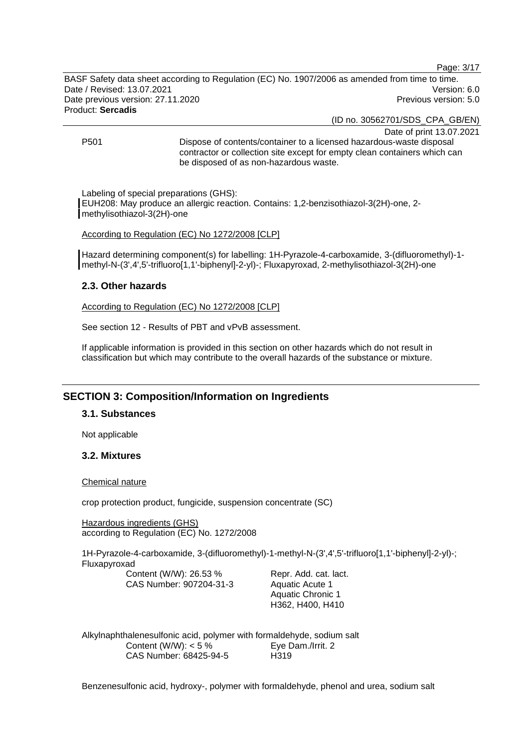P501 Dispose of contents/container to a licensed hazardous-waste disposal contractor or collection site except for empty clean containers which can be disposed of as non-hazardous waste.

Labeling of special preparations (GHS):
EUH208: May produce an allergic reaction. Contains: 1,2-benzisothiazol-3(2H)-one, 2-methylisothiazol-3(2H)-one

According to Regulation (EC) No 1272/2008 [CLP]

Hazard determining component(s) for labelling: 1H-Pyrazole-4-carboxamide, 3-(difluoromethyl)-1-methyl-N-(3',4',5'-trifluoro[1,1'-biphenyl]-2-yl)-; Fluxapyroxad, 2-methylisothiazol-3(2H)-one

### 2.3. Other hazards

According to Regulation (EC) No 1272/2008 [CLP]

See section 12 - Results of PBT and vPvB assessment.

If applicable information is provided in this section on other hazards which do not result in classification but which may contribute to the overall hazards of the substance or mixture.

## SECTION 3: Composition/Information on Ingredients

### 3.1. Substances

Not applicable

### 3.2. Mixtures

Chemical nature

crop protection product, fungicide, suspension concentrate (SC)

Hazardous ingredients (GHS)
according to Regulation (EC) No. 1272/2008

1H-Pyrazole-4-carboxamide, 3-(difluoromethyl)-1-methyl-N-(3',4',5'-trifluoro[1,1'-biphenyl]-2-yl)-; Fluxapyroxad

Content (W/W): 26.53 %
CAS Number: 907204-31-3

Repr. Add. cat. lact.
Aquatic Acute 1
Aquatic Chronic 1
H362, H400, H410

Alkylnaphthalenesulfonic acid, polymer with formaldehyde, sodium salt

Content (W/W): < 5 %
CAS Number: 68425-94-5

Eye Dam./Irrit. 2
H319

Benzenesulfonic acid, hydroxy-, polymer with formaldehyde, phenol and urea, sodium salt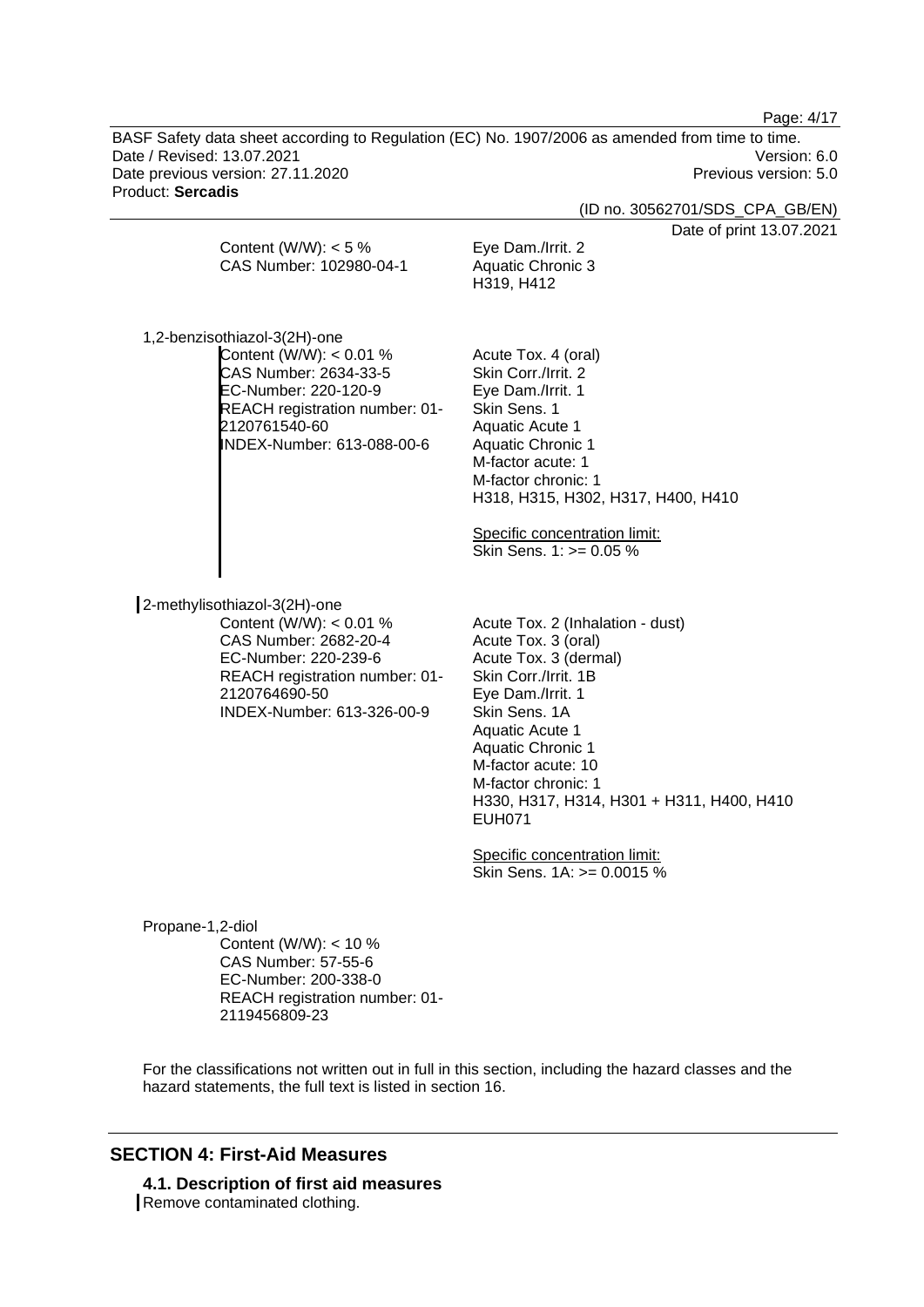Content (W/W): < 5 %
CAS Number: 102980-04-1

Eye Dam./Irrit. 2
Aquatic Chronic 3
H319, H412

1,2-benzisothiazol-3(2H)-one

Content (W/W): < 0.01 %
CAS Number: 2634-33-5
EC-Number: 220-120-9
REACH registration number: 01-2120761540-60
INDEX-Number: 613-088-00-6

Acute Tox. 4 (oral)
Skin Corr./Irrit. 2
Eye Dam./Irrit. 1
Skin Sens. 1
Aquatic Acute 1
Aquatic Chronic 1
M-factor acute: 1
M-factor chronic: 1
H318, H315, H302, H317, H400, H410

Specific concentration limit:
Skin Sens. 1: >= 0.05 %

2-methylisothiazol-3(2H)-one

Content (W/W): < 0.01 %
CAS Number: 2682-20-4
EC-Number: 220-239-6
REACH registration number: 01-2120764690-50
INDEX-Number: 613-326-00-9

Acute Tox. 2 (Inhalation - dust)
Acute Tox. 3 (oral)
Acute Tox. 3 (dermal)
Skin Corr./Irrit. 1B
Eye Dam./Irrit. 1
Skin Sens. 1A
Aquatic Acute 1
Aquatic Chronic 1
M-factor acute: 10
M-factor chronic: 1
H330, H317, H314, H301 + H311, H400, H410
EUH071

Specific concentration limit:
Skin Sens. 1A: >= 0.0015 %

Propane-1,2-diol

Content (W/W): < 10 %
CAS Number: 57-55-6
EC-Number: 200-338-0
REACH registration number: 01-2119456809-23

For the classifications not written out in full in this section, including the hazard classes and the hazard statements, the full text is listed in section 16.

## SECTION 4: First-Aid Measures

### 4.1. Description of first aid measures

Remove contaminated clothing.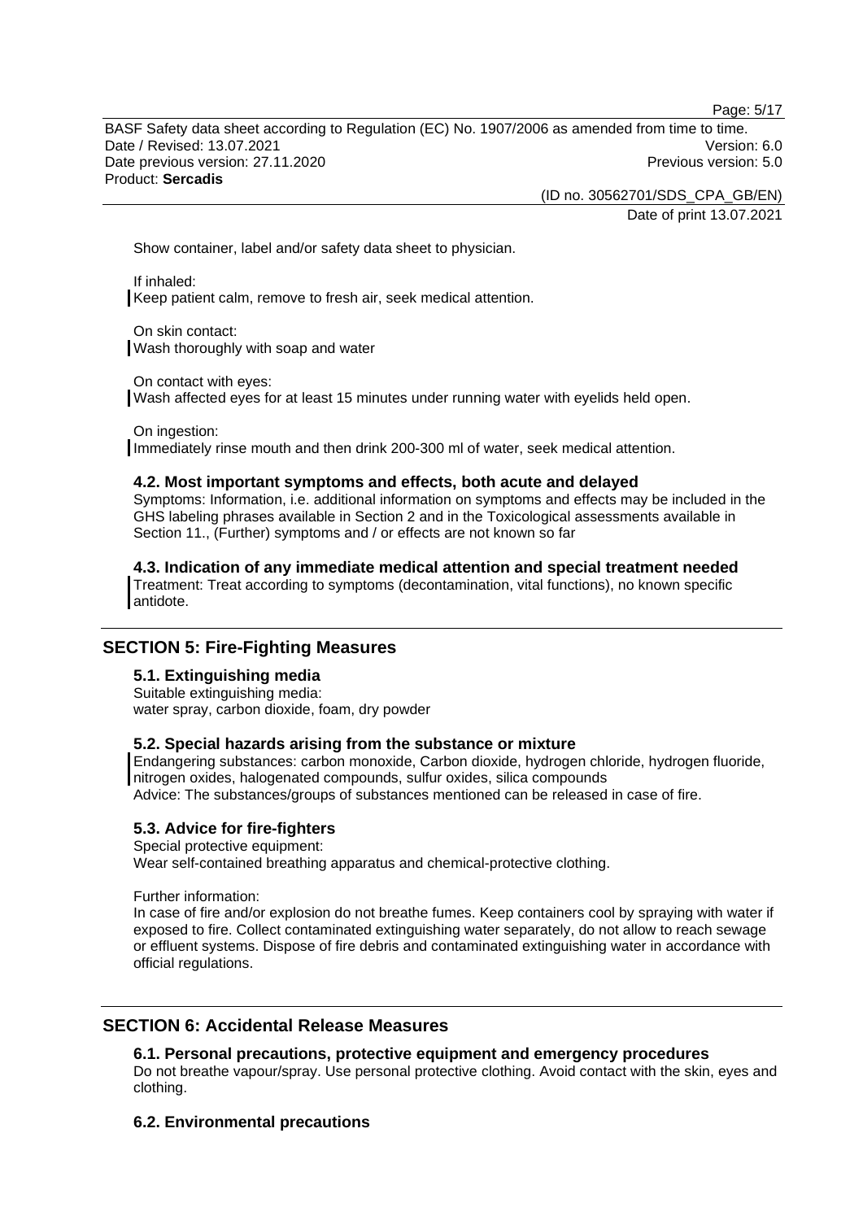Show container, label and/or safety data sheet to physician.

If inhaled:
Keep patient calm, remove to fresh air, seek medical attention.

On skin contact:
Wash thoroughly with soap and water

On contact with eyes:
Wash affected eyes for at least 15 minutes under running water with eyelids held open.

On ingestion:
Immediately rinse mouth and then drink 200-300 ml of water, seek medical attention.

### 4.2. Most important symptoms and effects, both acute and delayed

Symptoms: Information, i.e. additional information on symptoms and effects may be included in the GHS labeling phrases available in Section 2 and in the Toxicological assessments available in Section 11., (Further) symptoms and / or effects are not known so far

### 4.3. Indication of any immediate medical attention and special treatment needed

Treatment: Treat according to symptoms (decontamination, vital functions), no known specific antidote.

## SECTION 5: Fire-Fighting Measures

### 5.1. Extinguishing media

Suitable extinguishing media:
water spray, carbon dioxide, foam, dry powder

### 5.2. Special hazards arising from the substance or mixture

Endangering substances: carbon monoxide, Carbon dioxide, hydrogen chloride, hydrogen fluoride, nitrogen oxides, halogenated compounds, sulfur oxides, silica compounds
Advice: The substances/groups of substances mentioned can be released in case of fire.

### 5.3. Advice for fire-fighters

Special protective equipment:
Wear self-contained breathing apparatus and chemical-protective clothing.

Further information:
In case of fire and/or explosion do not breathe fumes. Keep containers cool by spraying with water if exposed to fire. Collect contaminated extinguishing water separately, do not allow to reach sewage or effluent systems. Dispose of fire debris and contaminated extinguishing water in accordance with official regulations.

## SECTION 6: Accidental Release Measures

### 6.1. Personal precautions, protective equipment and emergency procedures

Do not breathe vapour/spray. Use personal protective clothing. Avoid contact with the skin, eyes and clothing.

### 6.2. Environmental precautions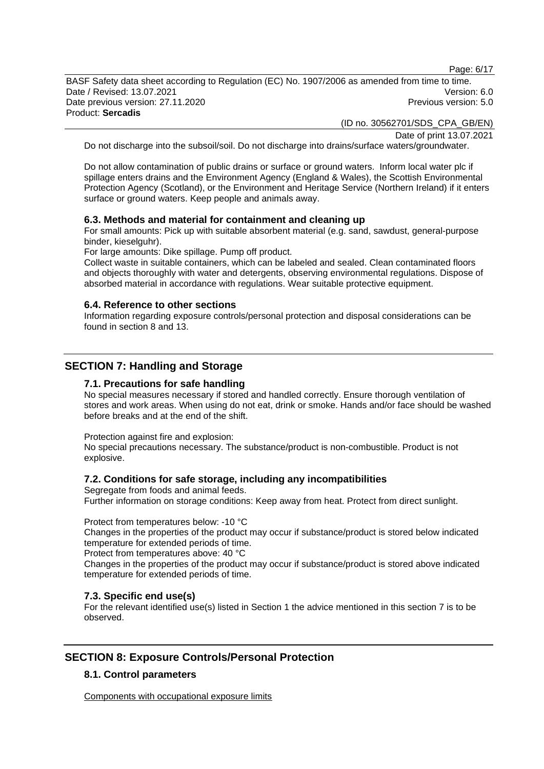Do not discharge into the subsoil/soil. Do not discharge into drains/surface waters/groundwater.

Do not allow contamination of public drains or surface or ground waters. Inform local water plc if spillage enters drains and the Environment Agency (England & Wales), the Scottish Environmental Protection Agency (Scotland), or the Environment and Heritage Service (Northern Ireland) if it enters surface or ground waters. Keep people and animals away.

### 6.3. Methods and material for containment and cleaning up

For small amounts: Pick up with suitable absorbent material (e.g. sand, sawdust, general-purpose binder, kieselguhr).

For large amounts: Dike spillage. Pump off product.

Collect waste in suitable containers, which can be labeled and sealed. Clean contaminated floors and objects thoroughly with water and detergents, observing environmental regulations. Dispose of absorbed material in accordance with regulations. Wear suitable protective equipment.

### 6.4. Reference to other sections

Information regarding exposure controls/personal protection and disposal considerations can be found in section 8 and 13.

## SECTION 7: Handling and Storage

### 7.1. Precautions for safe handling

No special measures necessary if stored and handled correctly. Ensure thorough ventilation of stores and work areas. When using do not eat, drink or smoke. Hands and/or face should be washed before breaks and at the end of the shift.

Protection against fire and explosion:
No special precautions necessary. The substance/product is non-combustible. Product is not explosive.

### 7.2. Conditions for safe storage, including any incompatibilities

Segregate from foods and animal feeds.
Further information on storage conditions: Keep away from heat. Protect from direct sunlight.

Protect from temperatures below: -10 °C
Changes in the properties of the product may occur if substance/product is stored below indicated temperature for extended periods of time.
Protect from temperatures above: 40 °C
Changes in the properties of the product may occur if substance/product is stored above indicated temperature for extended periods of time.

### 7.3. Specific end use(s)

For the relevant identified use(s) listed in Section 1 the advice mentioned in this section 7 is to be observed.

## SECTION 8: Exposure Controls/Personal Protection

### 8.1. Control parameters

Components with occupational exposure limits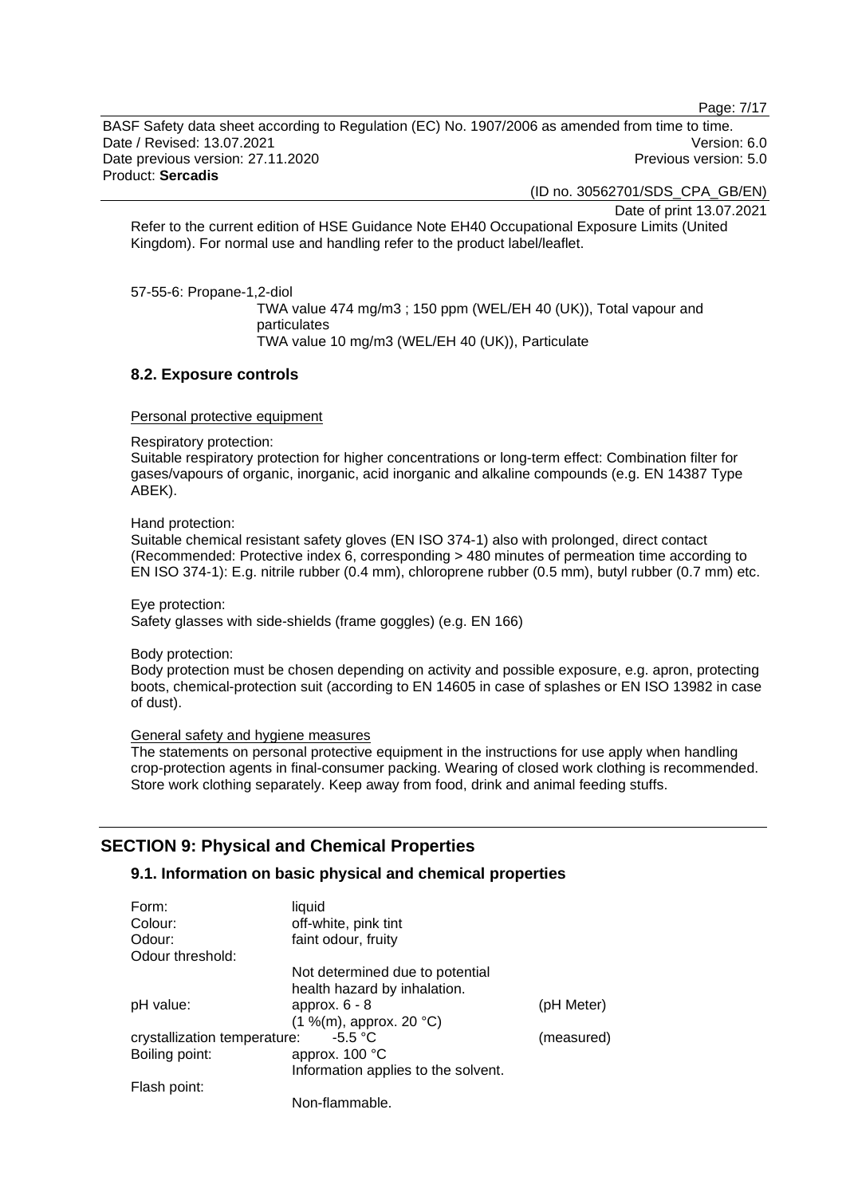Refer to the current edition of HSE Guidance Note EH40 Occupational Exposure Limits (United Kingdom). For normal use and handling refer to the product label/leaflet.

57-55-6: Propane-1,2-diol

TWA value 474 mg/m3 ; 150 ppm (WEL/EH 40 (UK)), Total vapour and particulates
TWA value 10 mg/m3 (WEL/EH 40 (UK)), Particulate

### 8.2. Exposure controls

Personal protective equipment

Respiratory protection:
Suitable respiratory protection for higher concentrations or long-term effect: Combination filter for gases/vapours of organic, inorganic, acid inorganic and alkaline compounds (e.g. EN 14387 Type ABEK).

Hand protection:
Suitable chemical resistant safety gloves (EN ISO 374-1) also with prolonged, direct contact (Recommended: Protective index 6, corresponding > 480 minutes of permeation time according to EN ISO 374-1): E.g. nitrile rubber (0.4 mm), chloroprene rubber (0.5 mm), butyl rubber (0.7 mm) etc.

Eye protection:
Safety glasses with side-shields (frame goggles) (e.g. EN 166)

Body protection:
Body protection must be chosen depending on activity and possible exposure, e.g. apron, protecting boots, chemical-protection suit (according to EN 14605 in case of splashes or EN ISO 13982 in case of dust).

General safety and hygiene measures

The statements on personal protective equipment in the instructions for use apply when handling crop-protection agents in final-consumer packing. Wearing of closed work clothing is recommended. Store work clothing separately. Keep away from food, drink and animal feeding stuffs.

## SECTION 9: Physical and Chemical Properties

### 9.1. Information on basic physical and chemical properties

| | | |
|---|---|---|
| Form: | liquid | |
| Colour: | off-white, pink tint | |
| Odour: | faint odour, fruity | |
| Odour threshold: | Not determined due to potential health hazard by inhalation. | |
| pH value: | approx. 6 - 8<br>(1 %(m), approx. 20 °C) | (pH Meter) |
| crystallization temperature: | -5.5 °C | (measured) |
| Boiling point: | approx. 100 °C<br>Information applies to the solvent. | |
| Flash point: | Non-flammable. | |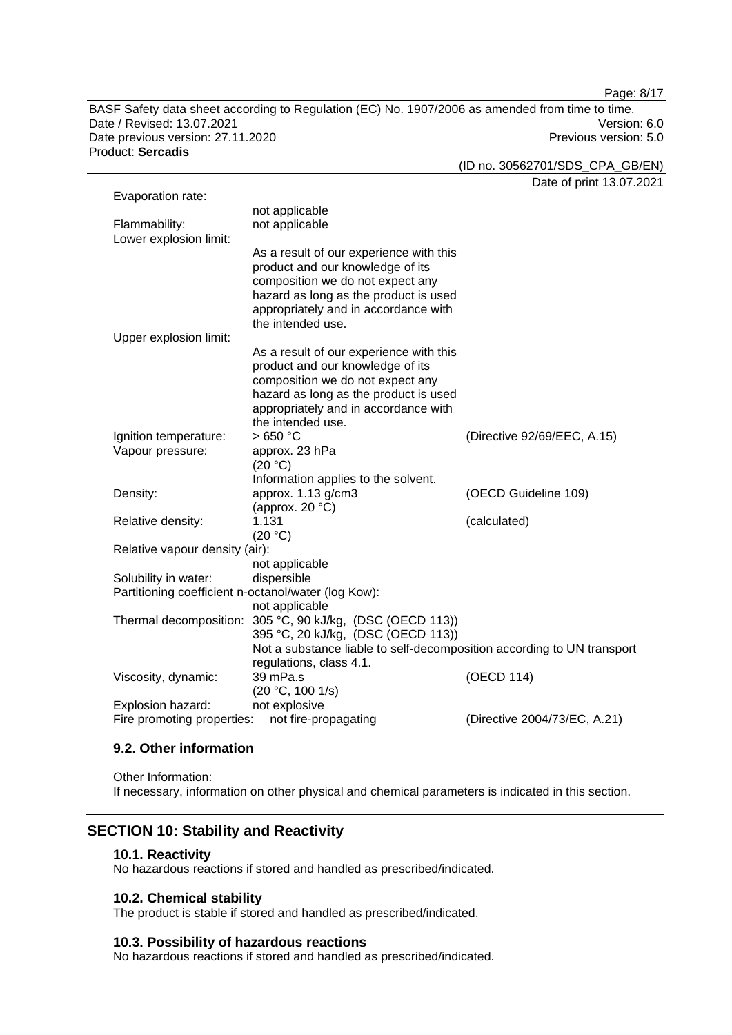| | | |
|---|---|---|
| Evaporation rate: | not applicable | |
| Flammability: | not applicable | |
| Lower explosion limit: | As a result of our experience with this product and our knowledge of its composition we do not expect any hazard as long as the product is used appropriately and in accordance with the intended use. | |
| Upper explosion limit: | As a result of our experience with this product and our knowledge of its composition we do not expect any hazard as long as the product is used appropriately and in accordance with the intended use. | |
| Ignition temperature: | > 650 °C | (Directive 92/69/EEC, A.15) |
| Vapour pressure: | approx. 23 hPa (20 °C) Information applies to the solvent. | |
| Density: | approx. 1.13 g/cm3 (approx. 20 °C) | (OECD Guideline 109) |
| Relative density: | 1.131 (20 °C) | (calculated) |
| Relative vapour density (air): | not applicable | |
| Solubility in water: | dispersible | |
| Partitioning coefficient n-octanol/water (log Kow): | not applicable | |
| Thermal decomposition: | 305 °C, 90 kJ/kg, (DSC (OECD 113)) 395 °C, 20 kJ/kg, (DSC (OECD 113)) Not a substance liable to self-decomposition according to UN transport regulations, class 4.1. | |
| Viscosity, dynamic: | 39 mPa.s (20 °C, 100 1/s) | (OECD 114) |
| Explosion hazard: | not explosive | |
| Fire promoting properties: | not fire-propagating | (Directive 2004/73/EC, A.21) |

### 9.2. Other information

Other Information:
If necessary, information on other physical and chemical parameters is indicated in this section.

## SECTION 10: Stability and Reactivity

### 10.1. Reactivity

No hazardous reactions if stored and handled as prescribed/indicated.

### 10.2. Chemical stability

The product is stable if stored and handled as prescribed/indicated.

### 10.3. Possibility of hazardous reactions

No hazardous reactions if stored and handled as prescribed/indicated.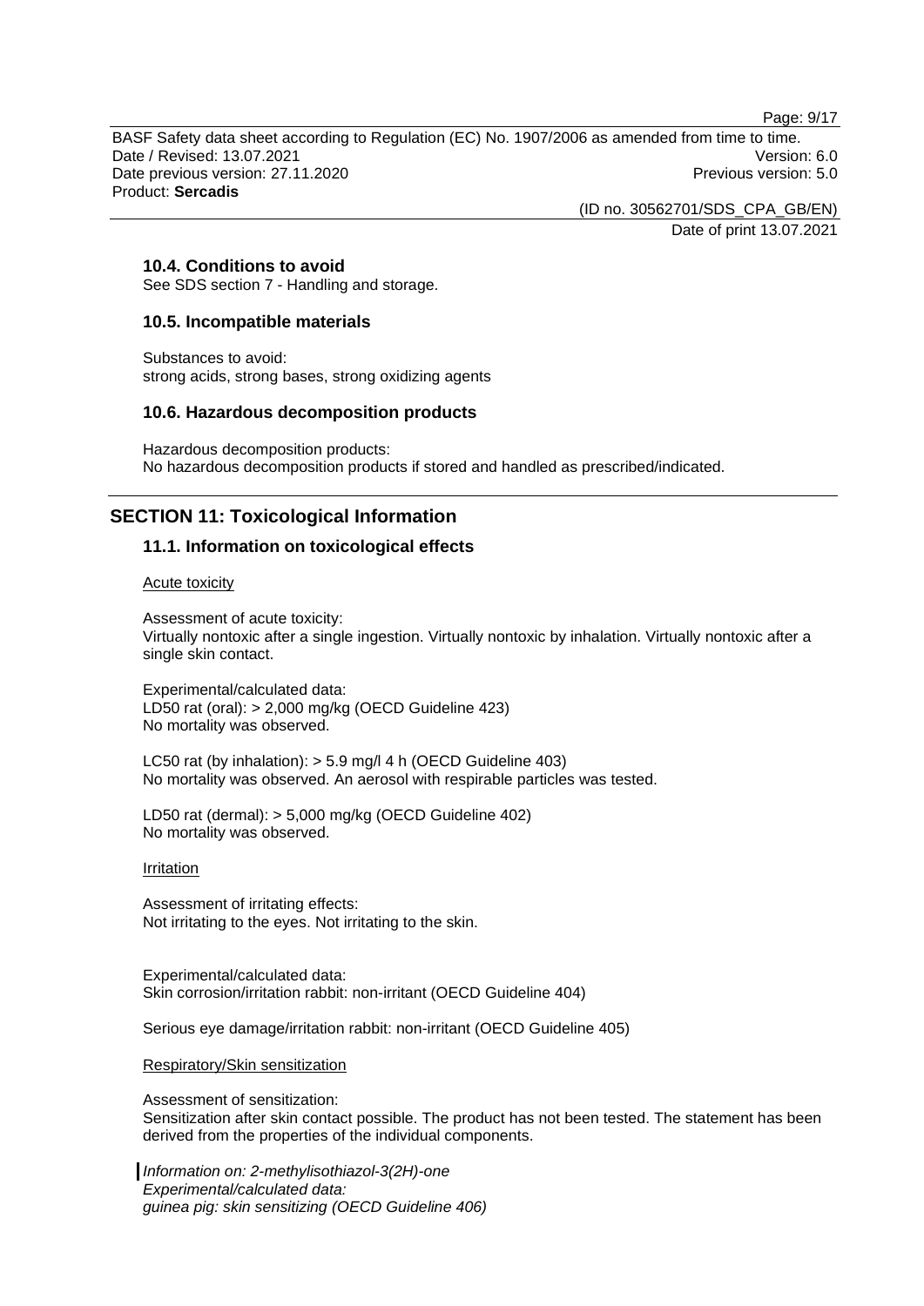### 10.4. Conditions to avoid

See SDS section 7 - Handling and storage.

### 10.5. Incompatible materials

Substances to avoid:
strong acids, strong bases, strong oxidizing agents

### 10.6. Hazardous decomposition products

Hazardous decomposition products:
No hazardous decomposition products if stored and handled as prescribed/indicated.

## SECTION 11: Toxicological Information

### 11.1. Information on toxicological effects

Acute toxicity

Assessment of acute toxicity:
Virtually nontoxic after a single ingestion. Virtually nontoxic by inhalation. Virtually nontoxic after a single skin contact.

Experimental/calculated data:
LD50 rat (oral): > 2,000 mg/kg (OECD Guideline 423)
No mortality was observed.

LC50 rat (by inhalation): > 5.9 mg/l 4 h (OECD Guideline 403)
No mortality was observed. An aerosol with respirable particles was tested.

LD50 rat (dermal): > 5,000 mg/kg (OECD Guideline 402)
No mortality was observed.

Irritation

Assessment of irritating effects:
Not irritating to the eyes. Not irritating to the skin.

Experimental/calculated data:
Skin corrosion/irritation rabbit: non-irritant (OECD Guideline 404)

Serious eye damage/irritation rabbit: non-irritant (OECD Guideline 405)

Respiratory/Skin sensitization

Assessment of sensitization:
Sensitization after skin contact possible. The product has not been tested. The statement has been derived from the properties of the individual components.

*Information on: 2-methylisothiazol-3(2H)-one*
*Experimental/calculated data:*
*guinea pig: skin sensitizing (OECD Guideline 406)*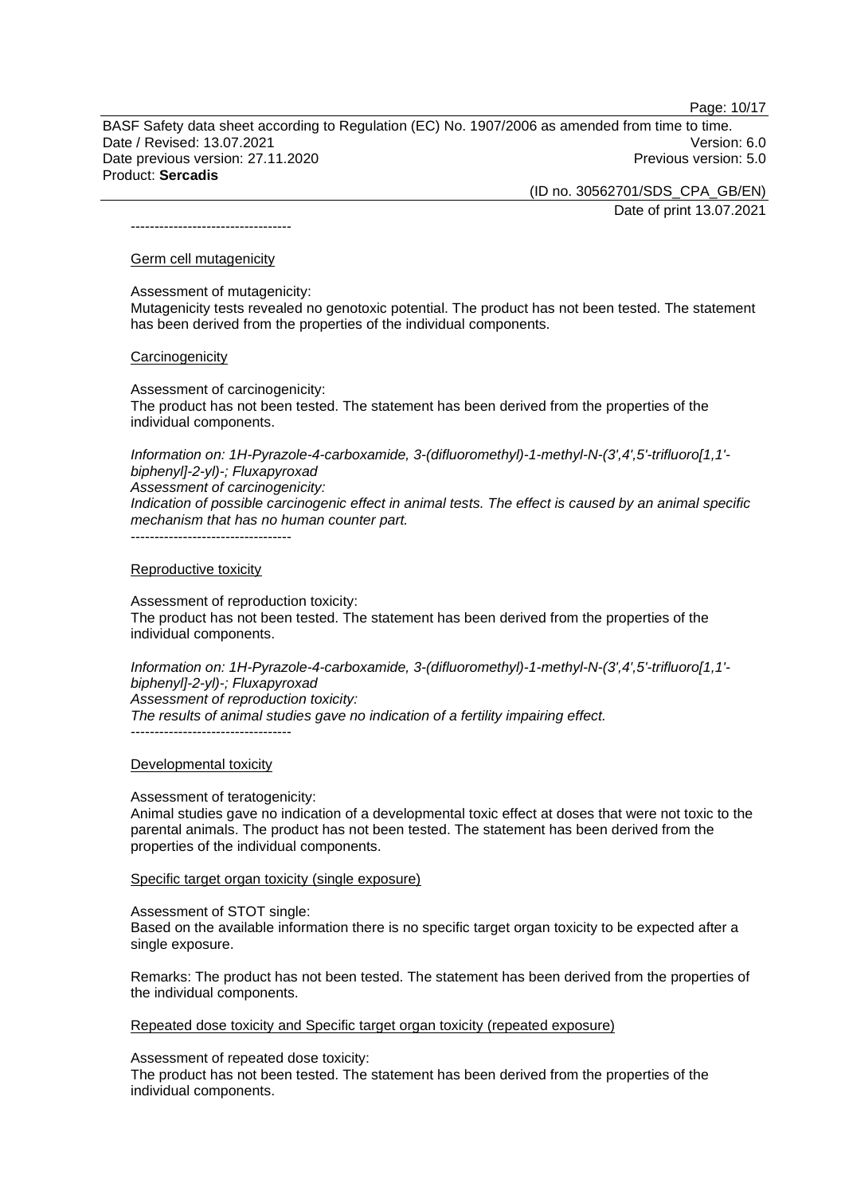----------------------------------

Germ cell mutagenicity

Assessment of mutagenicity:
Mutagenicity tests revealed no genotoxic potential. The product has not been tested. The statement has been derived from the properties of the individual components.

Carcinogenicity

Assessment of carcinogenicity:
The product has not been tested. The statement has been derived from the properties of the individual components.

*Information on: 1H-Pyrazole-4-carboxamide, 3-(difluoromethyl)-1-methyl-N-(3',4',5'-trifluoro[1,1'-biphenyl]-2-yl)-; Fluxapyroxad*
*Assessment of carcinogenicity:*
*Indication of possible carcinogenic effect in animal tests. The effect is caused by an animal specific mechanism that has no human counter part.*
----------------------------------

Reproductive toxicity

Assessment of reproduction toxicity:
The product has not been tested. The statement has been derived from the properties of the individual components.

*Information on: 1H-Pyrazole-4-carboxamide, 3-(difluoromethyl)-1-methyl-N-(3',4',5'-trifluoro[1,1'-biphenyl]-2-yl)-; Fluxapyroxad*
*Assessment of reproduction toxicity:*
*The results of animal studies gave no indication of a fertility impairing effect.*
----------------------------------

Developmental toxicity

Assessment of teratogenicity:
Animal studies gave no indication of a developmental toxic effect at doses that were not toxic to the parental animals. The product has not been tested. The statement has been derived from the properties of the individual components.

Specific target organ toxicity (single exposure)

Assessment of STOT single:
Based on the available information there is no specific target organ toxicity to be expected after a single exposure.

Remarks: The product has not been tested. The statement has been derived from the properties of the individual components.

Repeated dose toxicity and Specific target organ toxicity (repeated exposure)

Assessment of repeated dose toxicity:
The product has not been tested. The statement has been derived from the properties of the individual components.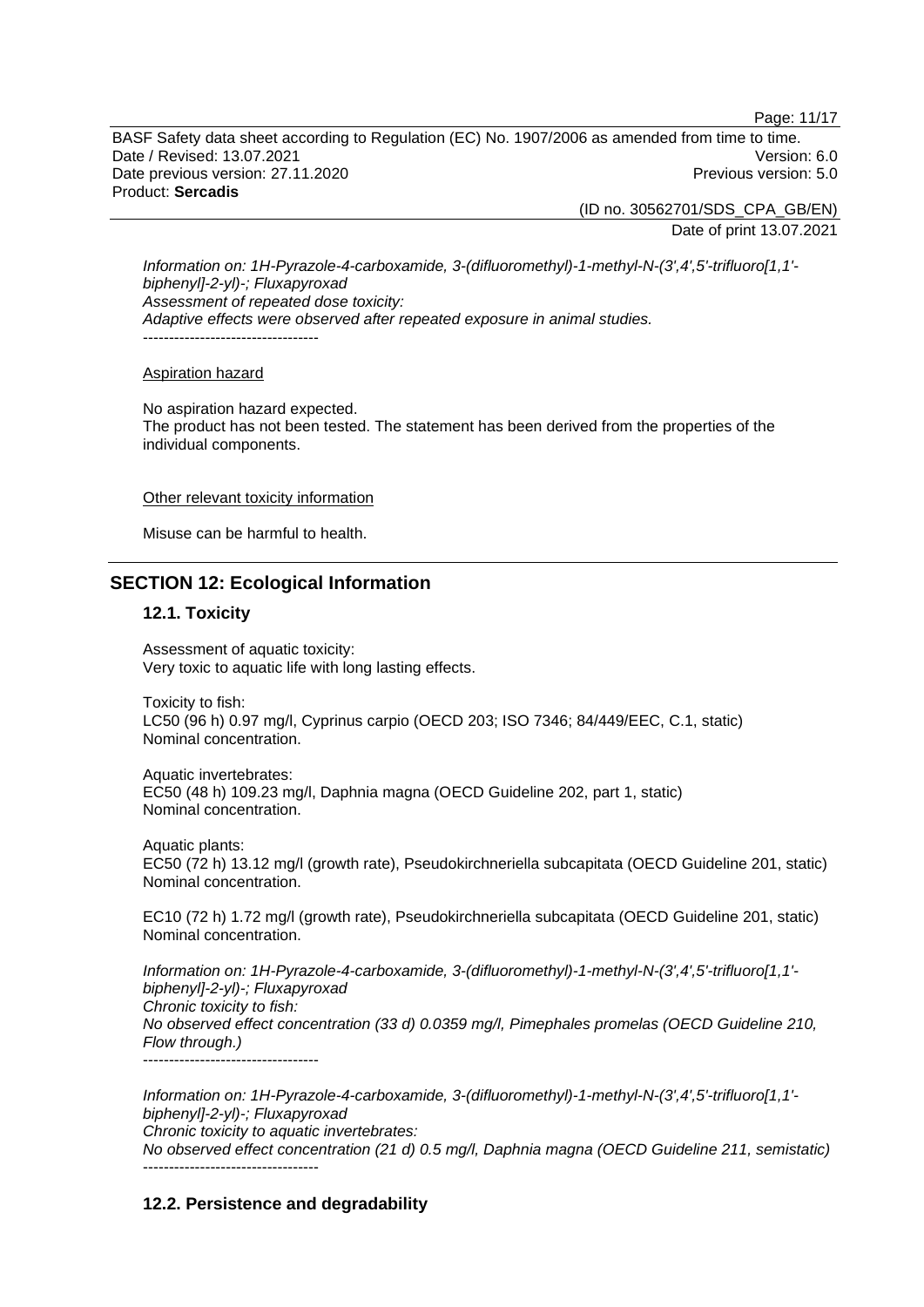*Information on: 1H-Pyrazole-4-carboxamide, 3-(difluoromethyl)-1-methyl-N-(3',4',5'-trifluoro[1,1'-biphenyl]-2-yl)-; Fluxapyroxad*
*Assessment of repeated dose toxicity:*
*Adaptive effects were observed after repeated exposure in animal studies.*
----------------------------------

Aspiration hazard

No aspiration hazard expected.
The product has not been tested. The statement has been derived from the properties of the individual components.

Other relevant toxicity information

Misuse can be harmful to health.

## SECTION 12: Ecological Information

### 12.1. Toxicity

Assessment of aquatic toxicity:
Very toxic to aquatic life with long lasting effects.

Toxicity to fish:
LC50 (96 h) 0.97 mg/l, Cyprinus carpio (OECD 203; ISO 7346; 84/449/EEC, C.1, static)
Nominal concentration.

Aquatic invertebrates:
EC50 (48 h) 109.23 mg/l, Daphnia magna (OECD Guideline 202, part 1, static)
Nominal concentration.

Aquatic plants:
EC50 (72 h) 13.12 mg/l (growth rate), Pseudokirchneriella subcapitata (OECD Guideline 201, static)
Nominal concentration.

EC10 (72 h) 1.72 mg/l (growth rate), Pseudokirchneriella subcapitata (OECD Guideline 201, static)
Nominal concentration.

*Information on: 1H-Pyrazole-4-carboxamide, 3-(difluoromethyl)-1-methyl-N-(3',4',5'-trifluoro[1,1'-biphenyl]-2-yl)-; Fluxapyroxad*
*Chronic toxicity to fish:*
*No observed effect concentration (33 d) 0.0359 mg/l, Pimephales promelas (OECD Guideline 210, Flow through.)*
----------------------------------

*Information on: 1H-Pyrazole-4-carboxamide, 3-(difluoromethyl)-1-methyl-N-(3',4',5'-trifluoro[1,1'-biphenyl]-2-yl)-; Fluxapyroxad*
*Chronic toxicity to aquatic invertebrates:*
*No observed effect concentration (21 d) 0.5 mg/l, Daphnia magna (OECD Guideline 211, semistatic)*
----------------------------------

### 12.2. Persistence and degradability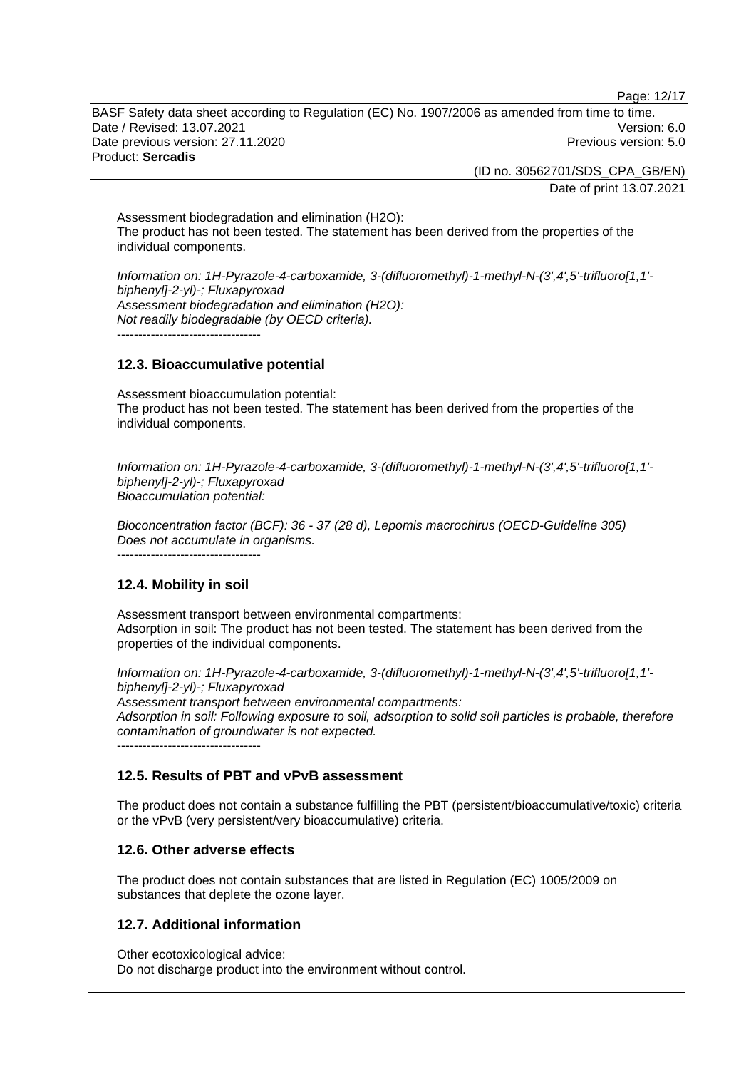Assessment biodegradation and elimination (H2O):
The product has not been tested. The statement has been derived from the properties of the individual components.

*Information on: 1H-Pyrazole-4-carboxamide, 3-(difluoromethyl)-1-methyl-N-(3',4',5'-trifluoro[1,1'-biphenyl]-2-yl)-; Fluxapyroxad*
*Assessment biodegradation and elimination (H2O):*
*Not readily biodegradable (by OECD criteria).*
----------------------------------

## 12.3. Bioaccumulative potential

Assessment bioaccumulation potential:
The product has not been tested. The statement has been derived from the properties of the individual components.

*Information on: 1H-Pyrazole-4-carboxamide, 3-(difluoromethyl)-1-methyl-N-(3',4',5'-trifluoro[1,1'-biphenyl]-2-yl)-; Fluxapyroxad*
*Bioaccumulation potential:*

*Bioconcentration factor (BCF): 36 - 37 (28 d), Lepomis macrochirus (OECD-Guideline 305)*
*Does not accumulate in organisms.*
----------------------------------

## 12.4. Mobility in soil

Assessment transport between environmental compartments:
Adsorption in soil: The product has not been tested. The statement has been derived from the properties of the individual components.

*Information on: 1H-Pyrazole-4-carboxamide, 3-(difluoromethyl)-1-methyl-N-(3',4',5'-trifluoro[1,1'-biphenyl]-2-yl)-; Fluxapyroxad*
*Assessment transport between environmental compartments:*
*Adsorption in soil: Following exposure to soil, adsorption to solid soil particles is probable, therefore contamination of groundwater is not expected.*
----------------------------------

## 12.5. Results of PBT and vPvB assessment

The product does not contain a substance fulfilling the PBT (persistent/bioaccumulative/toxic) criteria or the vPvB (very persistent/very bioaccumulative) criteria.

## 12.6. Other adverse effects

The product does not contain substances that are listed in Regulation (EC) 1005/2009 on substances that deplete the ozone layer.

## 12.7. Additional information

Other ecotoxicological advice:
Do not discharge product into the environment without control.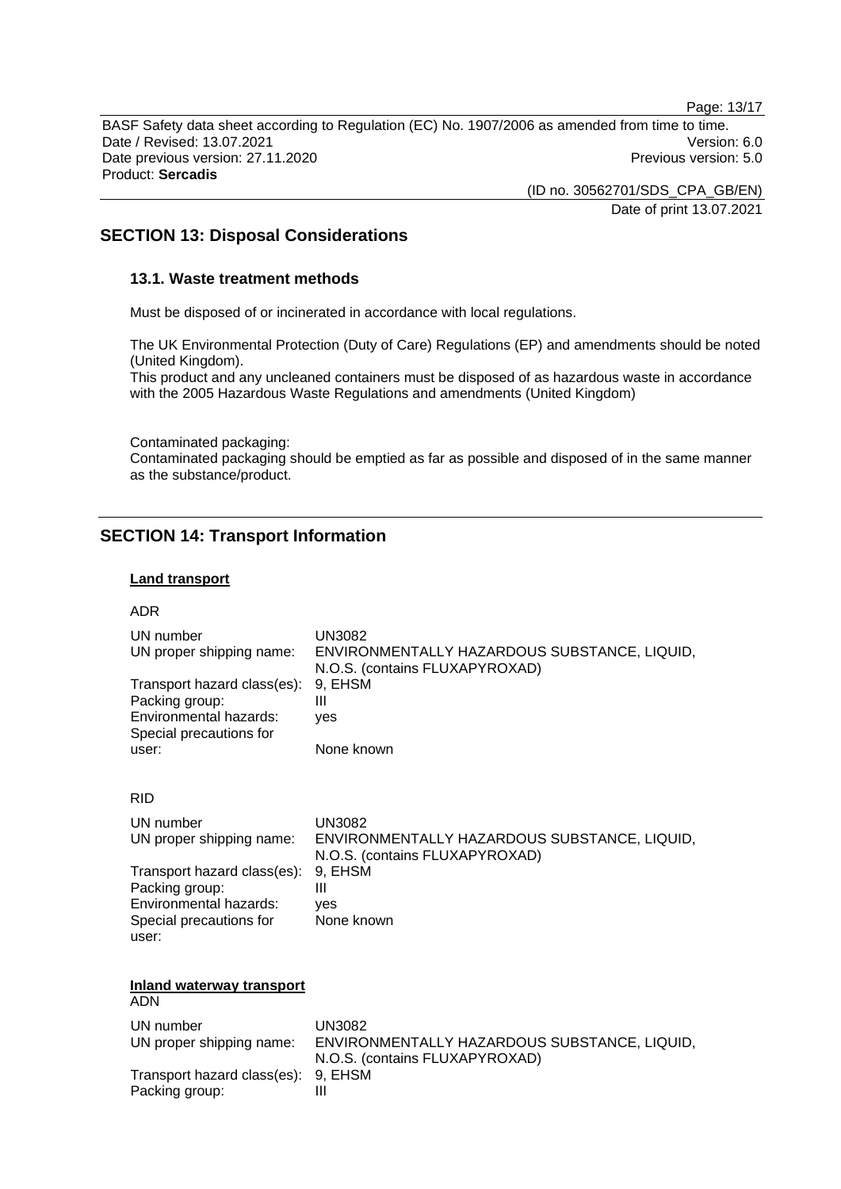## SECTION 13: Disposal Considerations

### 13.1. Waste treatment methods

Must be disposed of or incinerated in accordance with local regulations.

The UK Environmental Protection (Duty of Care) Regulations (EP) and amendments should be noted (United Kingdom).
This product and any uncleaned containers must be disposed of as hazardous waste in accordance with the 2005 Hazardous Waste Regulations and amendments (United Kingdom)

Contaminated packaging:
Contaminated packaging should be emptied as far as possible and disposed of in the same manner as the substance/product.

## SECTION 14: Transport Information

**Land transport**

ADR

| | |
|---|---|
| UN number | UN3082 |
| UN proper shipping name: | ENVIRONMENTALLY HAZARDOUS SUBSTANCE, LIQUID, N.O.S. (contains FLUXAPYROXAD) |
| Transport hazard class(es): | 9, EHSM |
| Packing group: | III |
| Environmental hazards: | yes |
| Special precautions for user: | None known |

RID

| | |
|---|---|
| UN number | UN3082 |
| UN proper shipping name: | ENVIRONMENTALLY HAZARDOUS SUBSTANCE, LIQUID, N.O.S. (contains FLUXAPYROXAD) |
| Transport hazard class(es): | 9, EHSM |
| Packing group: | III |
| Environmental hazards: | yes |
| Special precautions for user: | None known |

**Inland waterway transport**

ADN

| | |
|---|---|
| UN number | UN3082 |
| UN proper shipping name: | ENVIRONMENTALLY HAZARDOUS SUBSTANCE, LIQUID, N.O.S. (contains FLUXAPYROXAD) |
| Transport hazard class(es): | 9, EHSM |
| Packing group: | III |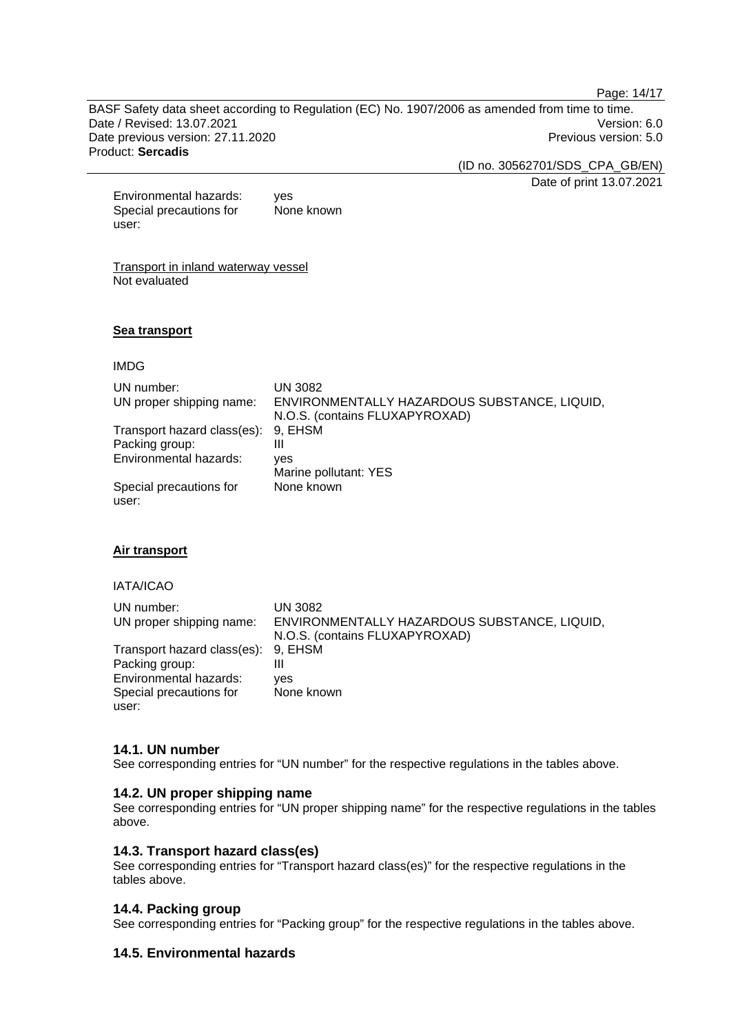| | |
|---|---|
| Environmental hazards: | yes |
| Special precautions for user: | None known |

Transport in inland waterway vessel
Not evaluated

**Sea transport**

IMDG

| | |
|---|---|
| UN number: | UN 3082 |
| UN proper shipping name: | ENVIRONMENTALLY HAZARDOUS SUBSTANCE, LIQUID, N.O.S. (contains FLUXAPYROXAD) |
| Transport hazard class(es): | 9, EHSM |
| Packing group: | III |
| Environmental hazards: | yes<br>Marine pollutant: YES |
| Special precautions for user: | None known |

**Air transport**

IATA/ICAO

| | |
|---|---|
| UN number: | UN 3082 |
| UN proper shipping name: | ENVIRONMENTALLY HAZARDOUS SUBSTANCE, LIQUID, N.O.S. (contains FLUXAPYROXAD) |
| Transport hazard class(es): | 9, EHSM |
| Packing group: | III |
| Environmental hazards: | yes |
| Special precautions for user: | None known |

### 14.1. UN number

See corresponding entries for “UN number” for the respective regulations in the tables above.

### 14.2. UN proper shipping name

See corresponding entries for “UN proper shipping name” for the respective regulations in the tables above.

### 14.3. Transport hazard class(es)

See corresponding entries for “Transport hazard class(es)” for the respective regulations in the tables above.

### 14.4. Packing group

See corresponding entries for “Packing group” for the respective regulations in the tables above.

### 14.5. Environmental hazards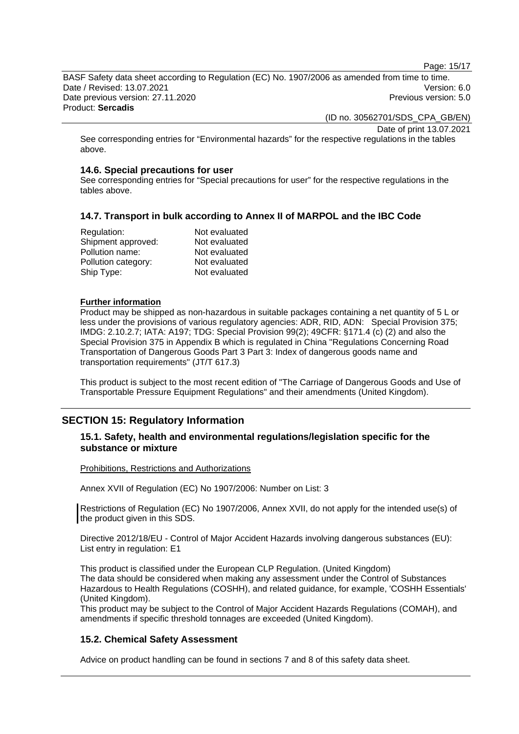See corresponding entries for “Environmental hazards” for the respective regulations in the tables above.

### 14.6. Special precautions for user

See corresponding entries for “Special precautions for user” for the respective regulations in the tables above.

### 14.7. Transport in bulk according to Annex II of MARPOL and the IBC Code

| | |
|---|---|
| Regulation: | Not evaluated |
| Shipment approved: | Not evaluated |
| Pollution name: | Not evaluated |
| Pollution category: | Not evaluated |
| Ship Type: | Not evaluated |

**Further information**

Product may be shipped as non-hazardous in suitable packages containing a net quantity of 5 L or less under the provisions of various regulatory agencies: ADR, RID, ADN: Special Provision 375; IMDG: 2.10.2.7; IATA: A197; TDG: Special Provision 99(2); 49CFR: §171.4 (c) (2) and also the Special Provision 375 in Appendix B which is regulated in China "Regulations Concerning Road Transportation of Dangerous Goods Part 3 Part 3: Index of dangerous goods name and transportation requirements" (JT/T 617.3)

This product is subject to the most recent edition of "The Carriage of Dangerous Goods and Use of Transportable Pressure Equipment Regulations" and their amendments (United Kingdom).

## SECTION 15: Regulatory Information

### 15.1. Safety, health and environmental regulations/legislation specific for the substance or mixture

Prohibitions, Restrictions and Authorizations

Annex XVII of Regulation (EC) No 1907/2006: Number on List: 3

Restrictions of Regulation (EC) No 1907/2006, Annex XVII, do not apply for the intended use(s) of the product given in this SDS.

Directive 2012/18/EU - Control of Major Accident Hazards involving dangerous substances (EU): List entry in regulation: E1

This product is classified under the European CLP Regulation. (United Kingdom)
The data should be considered when making any assessment under the Control of Substances Hazardous to Health Regulations (COSHH), and related guidance, for example, 'COSHH Essentials' (United Kingdom).
This product may be subject to the Control of Major Accident Hazards Regulations (COMAH), and amendments if specific threshold tonnages are exceeded (United Kingdom).

### 15.2. Chemical Safety Assessment

Advice on product handling can be found in sections 7 and 8 of this safety data sheet.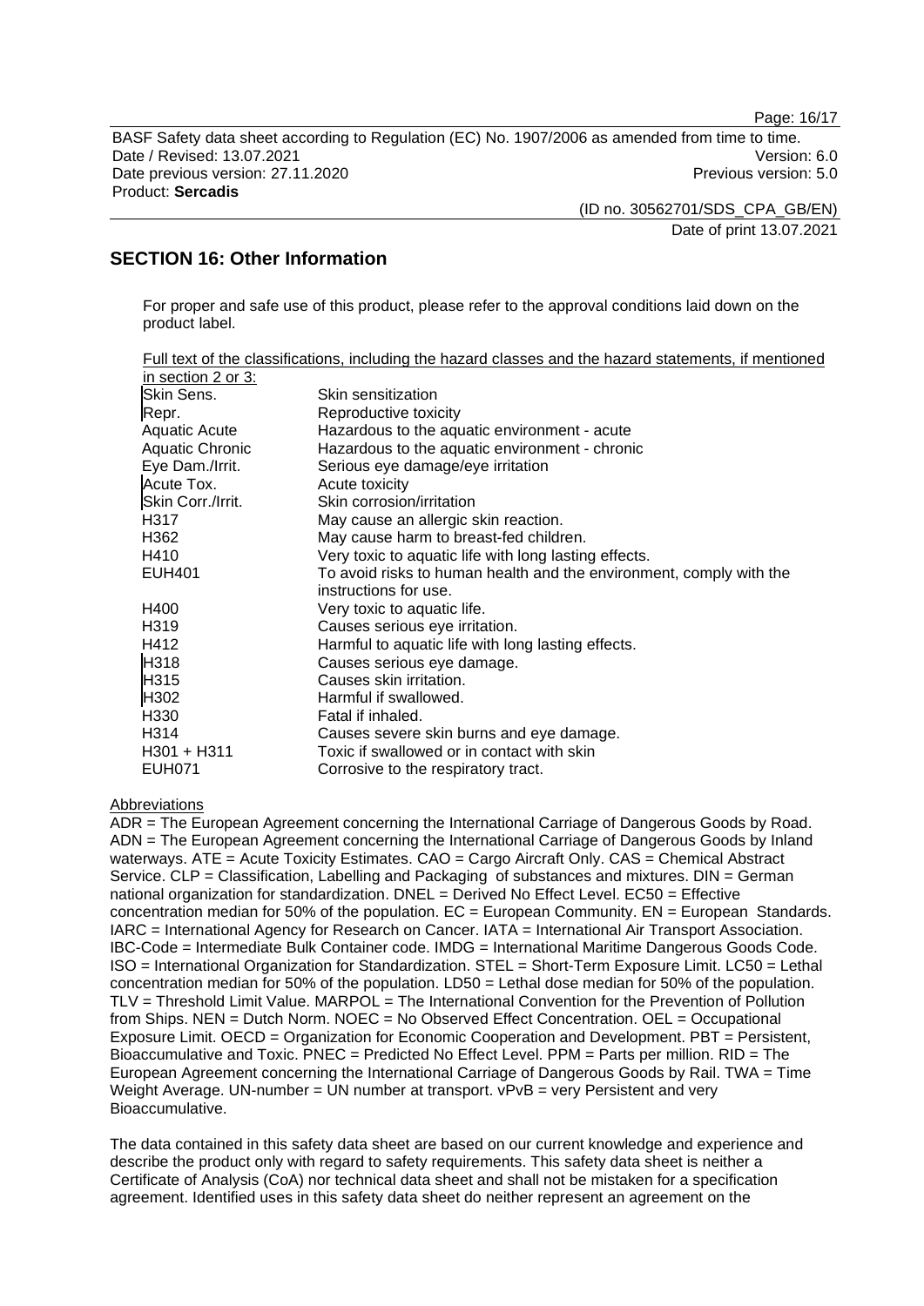## SECTION 16: Other Information

For proper and safe use of this product, please refer to the approval conditions laid down on the product label.

Full text of the classifications, including the hazard classes and the hazard statements, if mentioned in section 2 or 3:

| | |
|---|---|
| Skin Sens. | Skin sensitization |
| Repr. | Reproductive toxicity |
| Aquatic Acute | Hazardous to the aquatic environment - acute |
| Aquatic Chronic | Hazardous to the aquatic environment - chronic |
| Eye Dam./Irrit. | Serious eye damage/eye irritation |
| Acute Tox. | Acute toxicity |
| Skin Corr./Irrit. | Skin corrosion/irritation |
| H317 | May cause an allergic skin reaction. |
| H362 | May cause harm to breast-fed children. |
| H410 | Very toxic to aquatic life with long lasting effects. |
| EUH401 | To avoid risks to human health and the environment, comply with the instructions for use. |
| H400 | Very toxic to aquatic life. |
| H319 | Causes serious eye irritation. |
| H412 | Harmful to aquatic life with long lasting effects. |
| H318 | Causes serious eye damage. |
| H315 | Causes skin irritation. |
| H302 | Harmful if swallowed. |
| H330 | Fatal if inhaled. |
| H314 | Causes severe skin burns and eye damage. |
| H301 + H311 | Toxic if swallowed or in contact with skin |
| EUH071 | Corrosive to the respiratory tract. |

Abbreviations

ADR = The European Agreement concerning the International Carriage of Dangerous Goods by Road. ADN = The European Agreement concerning the International Carriage of Dangerous Goods by Inland waterways. ATE = Acute Toxicity Estimates. CAO = Cargo Aircraft Only. CAS = Chemical Abstract Service. CLP = Classification, Labelling and Packaging of substances and mixtures. DIN = German national organization for standardization. DNEL = Derived No Effect Level. EC50 = Effective concentration median for 50% of the population. EC = European Community. EN = European Standards. IARC = International Agency for Research on Cancer. IATA = International Air Transport Association. IBC-Code = Intermediate Bulk Container code. IMDG = International Maritime Dangerous Goods Code. ISO = International Organization for Standardization. STEL = Short-Term Exposure Limit. LC50 = Lethal concentration median for 50% of the population. LD50 = Lethal dose median for 50% of the population. TLV = Threshold Limit Value. MARPOL = The International Convention for the Prevention of Pollution from Ships. NEN = Dutch Norm. NOEC = No Observed Effect Concentration. OEL = Occupational Exposure Limit. OECD = Organization for Economic Cooperation and Development. PBT = Persistent, Bioaccumulative and Toxic. PNEC = Predicted No Effect Level. PPM = Parts per million. RID = The European Agreement concerning the International Carriage of Dangerous Goods by Rail. TWA = Time Weight Average. UN-number = UN number at transport. vPvB = very Persistent and very Bioaccumulative.

The data contained in this safety data sheet are based on our current knowledge and experience and describe the product only with regard to safety requirements. This safety data sheet is neither a Certificate of Analysis (CoA) nor technical data sheet and shall not be mistaken for a specification agreement. Identified uses in this safety data sheet do neither represent an agreement on the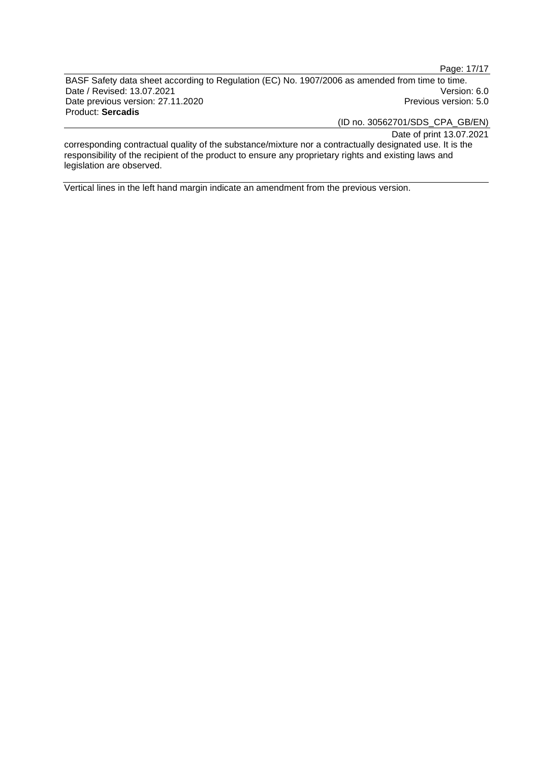corresponding contractual quality of the substance/mixture nor a contractually designated use. It is the responsibility of the recipient of the product to ensure any proprietary rights and existing laws and legislation are observed.

---

Vertical lines in the left hand margin indicate an amendment from the previous version.